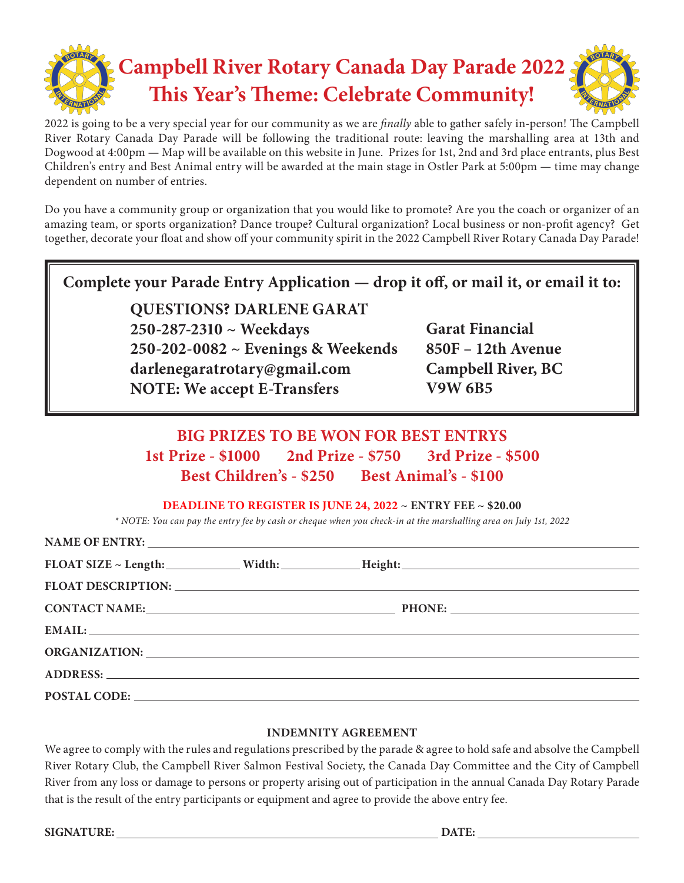# Campbell River Rotary Canada Day Parade 2022
# This Year's Theme: Celebrate Community!

2022 is going to be a very special year for our community as we are *finally* able to gather safely in-person! The Campbell River Rotary Canada Day Parade will be following the traditional route: leaving the marshalling area at 13th and Dogwood at 4:00pm — Map will be available on this website in June. Prizes for 1st, 2nd and 3rd place entrants, plus Best Children's entry and Best Animal entry will be awarded at the main stage in Ostler Park at 5:00pm — time may change dependent on number of entries.

Do you have a community group or organization that you would like to promote? Are you the coach or organizer of an amazing team, or sports organization? Dance troupe? Cultural organization? Local business or non-profit agency? Get together, decorate your float and show off your community spirit in the 2022 Campbell River Rotary Canada Day Parade!

**Complete your Parade Entry Application — drop it off, or mail it, or email it to:**

**QUESTIONS? DARLENE GARAT**
**250-287-2310 ~ Weekdays**
**250-202-0082 ~ Evenings & Weekends**
**darlenegaratrotary@gmail.com**
**NOTE: We accept E-Transfers**

**Garat Financial**
**850F – 12th Avenue**
**Campbell River, BC**
**V9W 6B5**

## BIG PRIZES TO BE WON FOR BEST ENTRYS

**1st Prize - $1000  2nd Prize - $750  3rd Prize - $500**

**Best Children's - $250  Best Animal's - $100**

**DEADLINE TO REGISTER IS JUNE 24, 2022 ~ ENTRY FEE ~ $20.00**

*\* NOTE: You can pay the entry fee by cash or cheque when you check-in at the marshalling area on July 1st, 2022*

**NAME OF ENTRY:** ____________________

**FLOAT SIZE ~ Length:** __________ **Width:** __________ **Height:** ____________________

**FLOAT DESCRIPTION:** ____________________

**CONTACT NAME:** ____________________ **PHONE:** ____________________

**EMAIL:** ____________________

**ORGANIZATION:** ____________________

**ADDRESS:** ____________________

**POSTAL CODE:** ____________________

### INDEMNITY AGREEMENT

We agree to comply with the rules and regulations prescribed by the parade & agree to hold safe and absolve the Campbell River Rotary Club, the Campbell River Salmon Festival Society, the Canada Day Committee and the City of Campbell River from any loss or damage to persons or property arising out of participation in the annual Canada Day Rotary Parade that is the result of the entry participants or equipment and agree to provide the above entry fee.

**SIGNATURE:** ____________________ **DATE:** ____________________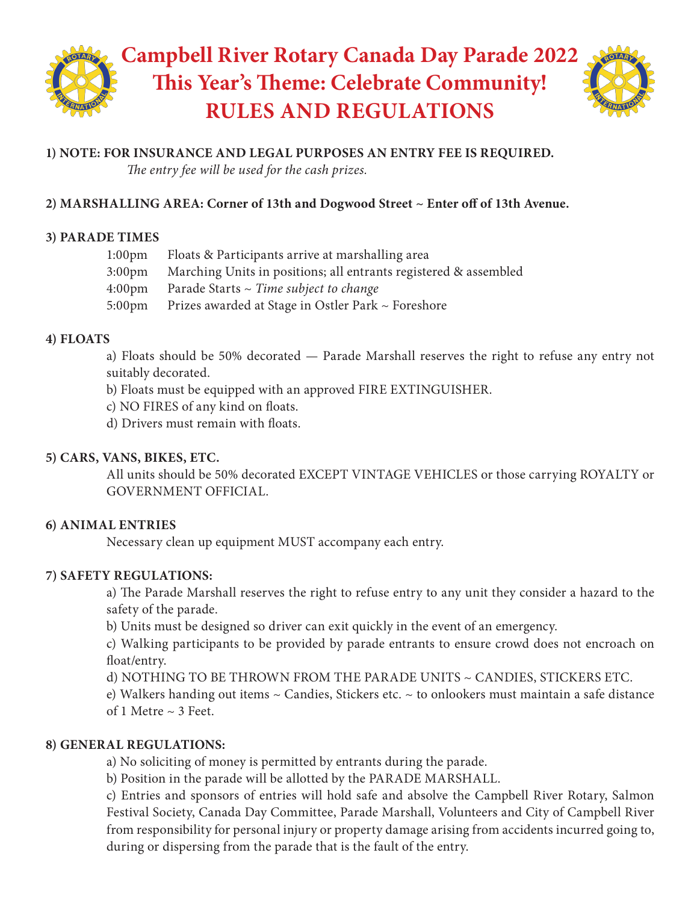# Campbell River Rotary Canada Day Parade 2022
## This Year's Theme: Celebrate Community!
## RULES AND REGULATIONS

**1) NOTE: FOR INSURANCE AND LEGAL PURPOSES AN ENTRY FEE IS REQUIRED.**

*The entry fee will be used for the cash prizes.*

**2) MARSHALLING AREA: Corner of 13th and Dogwood Street ~ Enter off of 13th Avenue.**

**3) PARADE TIMES**

| | |
|---|---|
| 1:00pm | Floats & Participants arrive at marshalling area |
| 3:00pm | Marching Units in positions; all entrants registered & assembled |
| 4:00pm | Parade Starts ~ *Time subject to change* |
| 5:00pm | Prizes awarded at Stage in Ostler Park ~ Foreshore |

**4) FLOATS**

a) Floats should be 50% decorated — Parade Marshall reserves the right to refuse any entry not suitably decorated.

b) Floats must be equipped with an approved FIRE EXTINGUISHER.

c) NO FIRES of any kind on floats.

d) Drivers must remain with floats.

**5) CARS, VANS, BIKES, ETC.**

All units should be 50% decorated EXCEPT VINTAGE VEHICLES or those carrying ROYALTY or GOVERNMENT OFFICIAL.

**6) ANIMAL ENTRIES**

Necessary clean up equipment MUST accompany each entry.

**7) SAFETY REGULATIONS:**

a) The Parade Marshall reserves the right to refuse entry to any unit they consider a hazard to the safety of the parade.

b) Units must be designed so driver can exit quickly in the event of an emergency.

c) Walking participants to be provided by parade entrants to ensure crowd does not encroach on float/entry.

d) NOTHING TO BE THROWN FROM THE PARADE UNITS ~ CANDIES, STICKERS ETC.

e) Walkers handing out items ~ Candies, Stickers etc. ~ to onlookers must maintain a safe distance of 1 Metre ~ 3 Feet.

**8) GENERAL REGULATIONS:**

a) No soliciting of money is permitted by entrants during the parade.

b) Position in the parade will be allotted by the PARADE MARSHALL.

c) Entries and sponsors of entries will hold safe and absolve the Campbell River Rotary, Salmon Festival Society, Canada Day Committee, Parade Marshall, Volunteers and City of Campbell River from responsibility for personal injury or property damage arising from accidents incurred going to, during or dispersing from the parade that is the fault of the entry.